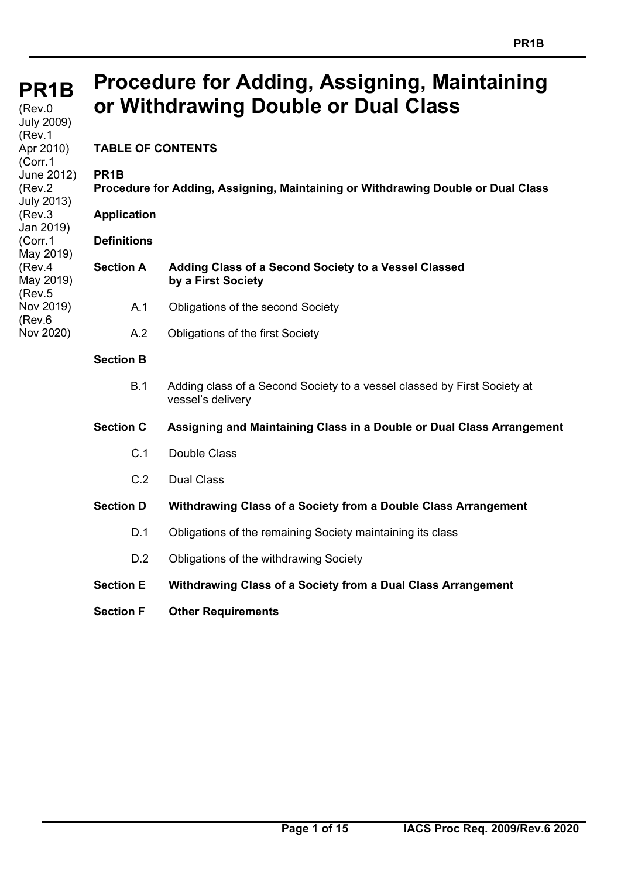# PR1B Procedure for Adding, Assigning, Maintaining or Withdrawing Double or Dual Class

(Rev.0 July 2009)
(Rev.1 Apr 2010)
(Corr.1 June 2012)
(Rev.2 July 2013)
(Rev.3 Jan 2019)
(Corr.1 May 2019)
(Rev.4 May 2019)
(Rev.5 Nov 2019)
(Rev.6 Nov 2020)

**TABLE OF CONTENTS**

**PR1B**
**Procedure for Adding, Assigning, Maintaining or Withdrawing Double or Dual Class**

**Application**

**Definitions**

**Section A** **Adding Class of a Second Society to a Vessel Classed by a First Society**

- A.1 Obligations of the second Society
- A.2 Obligations of the first Society

**Section B**

- B.1 Adding class of a Second Society to a vessel classed by First Society at vessel's delivery

**Section C** **Assigning and Maintaining Class in a Double or Dual Class Arrangement**

- C.1 Double Class
- C.2 Dual Class

**Section D** **Withdrawing Class of a Society from a Double Class Arrangement**

- D.1 Obligations of the remaining Society maintaining its class
- D.2 Obligations of the withdrawing Society

**Section E** **Withdrawing Class of a Society from a Dual Class Arrangement**

**Section F** **Other Requirements**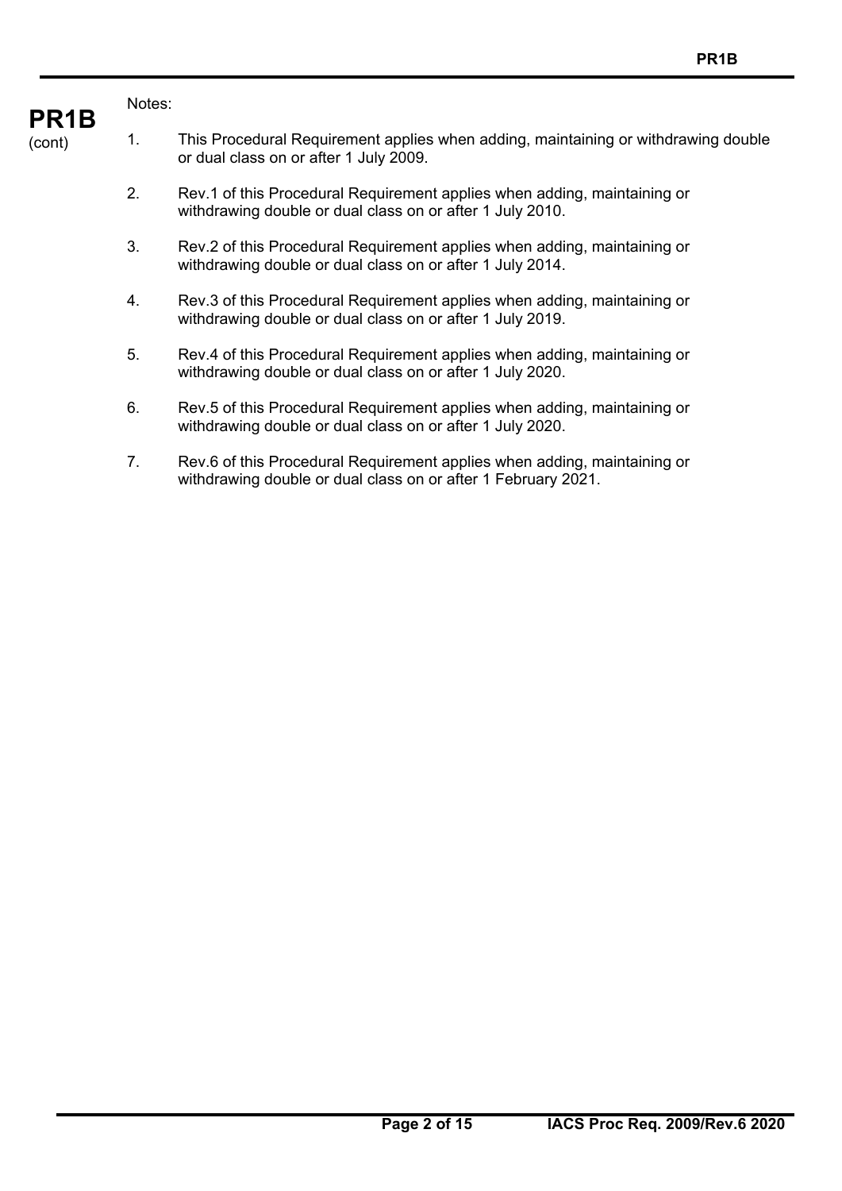Notes:

1. This Procedural Requirement applies when adding, maintaining or withdrawing double or dual class on or after 1 July 2009.

2. Rev.1 of this Procedural Requirement applies when adding, maintaining or withdrawing double or dual class on or after 1 July 2010.

3. Rev.2 of this Procedural Requirement applies when adding, maintaining or withdrawing double or dual class on or after 1 July 2014.

4. Rev.3 of this Procedural Requirement applies when adding, maintaining or withdrawing double or dual class on or after 1 July 2019.

5. Rev.4 of this Procedural Requirement applies when adding, maintaining or withdrawing double or dual class on or after 1 July 2020.

6. Rev.5 of this Procedural Requirement applies when adding, maintaining or withdrawing double or dual class on or after 1 July 2020.

7. Rev.6 of this Procedural Requirement applies when adding, maintaining or withdrawing double or dual class on or after 1 February 2021.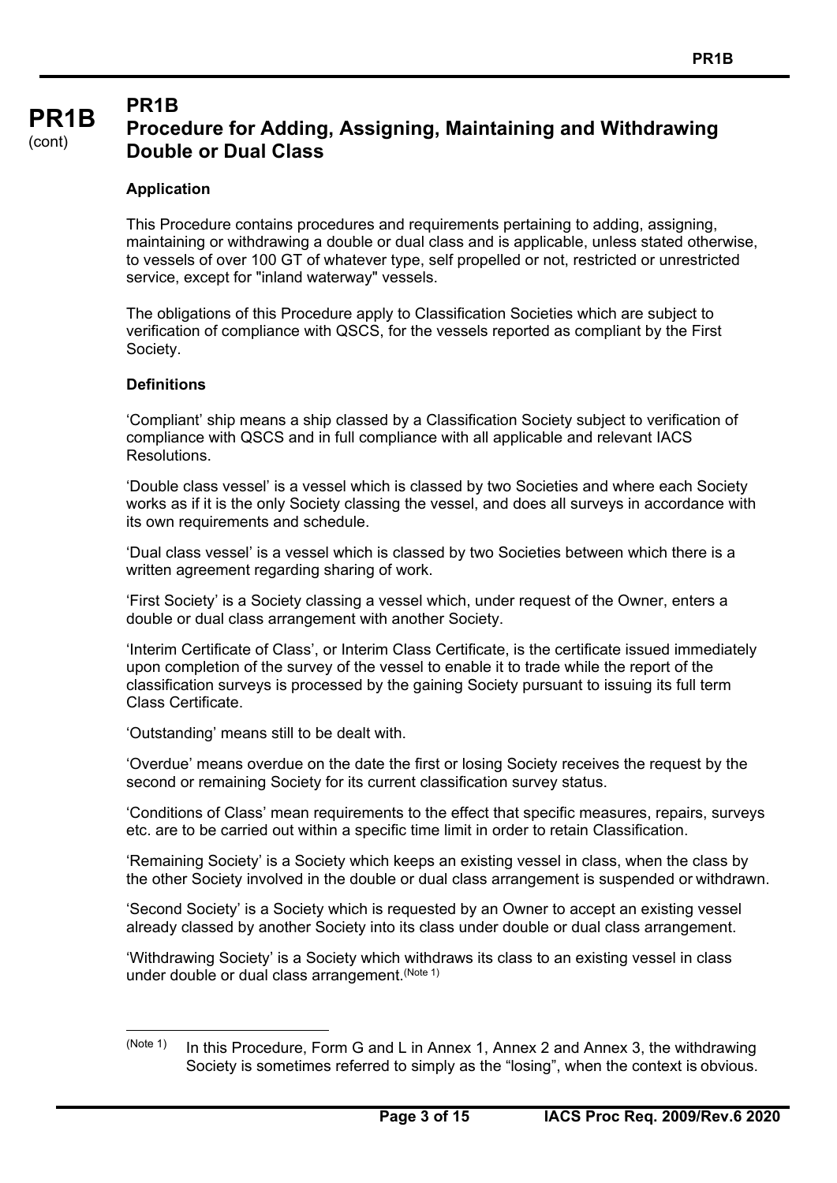# PR1B
# Procedure for Adding, Assigning, Maintaining and Withdrawing Double or Dual Class

**Application**

This Procedure contains procedures and requirements pertaining to adding, assigning, maintaining or withdrawing a double or dual class and is applicable, unless stated otherwise, to vessels of over 100 GT of whatever type, self propelled or not, restricted or unrestricted service, except for "inland waterway" vessels.

The obligations of this Procedure apply to Classification Societies which are subject to verification of compliance with QSCS, for the vessels reported as compliant by the First Society.

**Definitions**

'Compliant' ship means a ship classed by a Classification Society subject to verification of compliance with QSCS and in full compliance with all applicable and relevant IACS Resolutions.

'Double class vessel' is a vessel which is classed by two Societies and where each Society works as if it is the only Society classing the vessel, and does all surveys in accordance with its own requirements and schedule.

'Dual class vessel' is a vessel which is classed by two Societies between which there is a written agreement regarding sharing of work.

'First Society' is a Society classing a vessel which, under request of the Owner, enters a double or dual class arrangement with another Society.

'Interim Certificate of Class', or Interim Class Certificate, is the certificate issued immediately upon completion of the survey of the vessel to enable it to trade while the report of the classification surveys is processed by the gaining Society pursuant to issuing its full term Class Certificate.

'Outstanding' means still to be dealt with.

'Overdue' means overdue on the date the first or losing Society receives the request by the second or remaining Society for its current classification survey status.

'Conditions of Class' mean requirements to the effect that specific measures, repairs, surveys etc. are to be carried out within a specific time limit in order to retain Classification.

'Remaining Society' is a Society which keeps an existing vessel in class, when the class by the other Society involved in the double or dual class arrangement is suspended or withdrawn.

'Second Society' is a Society which is requested by an Owner to accept an existing vessel already classed by another Society into its class under double or dual class arrangement.

'Withdrawing Society' is a Society which withdraws its class to an existing vessel in class under double or dual class arrangement.[Note 1]

---

[Note 1] In this Procedure, Form G and L in Annex 1, Annex 2 and Annex 3, the withdrawing Society is sometimes referred to simply as the "losing", when the context is obvious.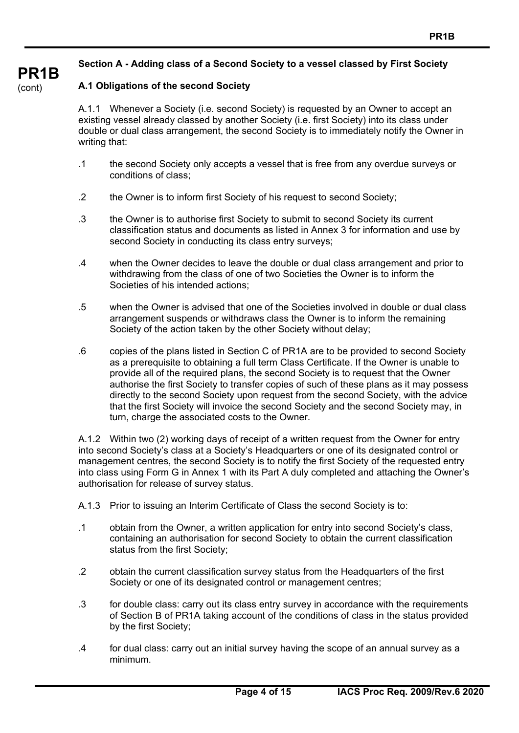## Section A - Adding class of a Second Society to a vessel classed by First Society

### A.1 Obligations of the second Society

A.1.1 Whenever a Society (i.e. second Society) is requested by an Owner to accept an existing vessel already classed by another Society (i.e. first Society) into its class under double or dual class arrangement, the second Society is to immediately notify the Owner in writing that:

.1 the second Society only accepts a vessel that is free from any overdue surveys or conditions of class;

.2 the Owner is to inform first Society of his request to second Society;

.3 the Owner is to authorise first Society to submit to second Society its current classification status and documents as listed in Annex 3 for information and use by second Society in conducting its class entry surveys;

.4 when the Owner decides to leave the double or dual class arrangement and prior to withdrawing from the class of one of two Societies the Owner is to inform the Societies of his intended actions;

.5 when the Owner is advised that one of the Societies involved in double or dual class arrangement suspends or withdraws class the Owner is to inform the remaining Society of the action taken by the other Society without delay;

.6 copies of the plans listed in Section C of PR1A are to be provided to second Society as a prerequisite to obtaining a full term Class Certificate. If the Owner is unable to provide all of the required plans, the second Society is to request that the Owner authorise the first Society to transfer copies of such of these plans as it may possess directly to the second Society upon request from the second Society, with the advice that the first Society will invoice the second Society and the second Society may, in turn, charge the associated costs to the Owner.

A.1.2 Within two (2) working days of receipt of a written request from the Owner for entry into second Society's class at a Society's Headquarters or one of its designated control or management centres, the second Society is to notify the first Society of the requested entry into class using Form G in Annex 1 with its Part A duly completed and attaching the Owner's authorisation for release of survey status.

A.1.3 Prior to issuing an Interim Certificate of Class the second Society is to:

.1 obtain from the Owner, a written application for entry into second Society's class, containing an authorisation for second Society to obtain the current classification status from the first Society;

.2 obtain the current classification survey status from the Headquarters of the first Society or one of its designated control or management centres;

.3 for double class: carry out its class entry survey in accordance with the requirements of Section B of PR1A taking account of the conditions of class in the status provided by the first Society;

.4 for dual class: carry out an initial survey having the scope of an annual survey as a minimum.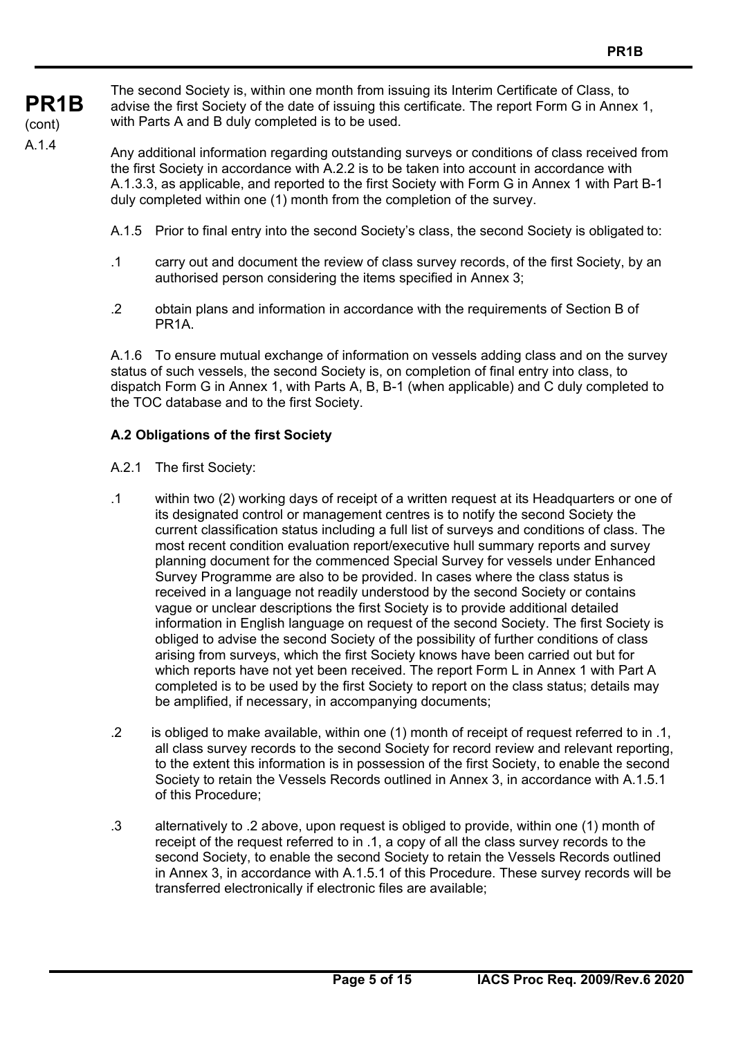The second Society is, within one month from issuing its Interim Certificate of Class, to advise the first Society of the date of issuing this certificate. The report Form G in Annex 1, with Parts A and B duly completed is to be used.

A.1.4 Any additional information regarding outstanding surveys or conditions of class received from the first Society in accordance with A.2.2 is to be taken into account in accordance with A.1.3.3, as applicable, and reported to the first Society with Form G in Annex 1 with Part B-1 duly completed within one (1) month from the completion of the survey.

A.1.5 Prior to final entry into the second Society's class, the second Society is obligated to:

.1 carry out and document the review of class survey records, of the first Society, by an authorised person considering the items specified in Annex 3;

.2 obtain plans and information in accordance with the requirements of Section B of PR1A.

A.1.6 To ensure mutual exchange of information on vessels adding class and on the survey status of such vessels, the second Society is, on completion of final entry into class, to dispatch Form G in Annex 1, with Parts A, B, B-1 (when applicable) and C duly completed to the TOC database and to the first Society.

**A.2 Obligations of the first Society**

A.2.1 The first Society:

.1 within two (2) working days of receipt of a written request at its Headquarters or one of its designated control or management centres is to notify the second Society the current classification status including a full list of surveys and conditions of class. The most recent condition evaluation report/executive hull summary reports and survey planning document for the commenced Special Survey for vessels under Enhanced Survey Programme are also to be provided. In cases where the class status is received in a language not readily understood by the second Society or contains vague or unclear descriptions the first Society is to provide additional detailed information in English language on request of the second Society. The first Society is obliged to advise the second Society of the possibility of further conditions of class arising from surveys, which the first Society knows have been carried out but for which reports have not yet been received. The report Form L in Annex 1 with Part A completed is to be used by the first Society to report on the class status; details may be amplified, if necessary, in accompanying documents;

.2 is obliged to make available, within one (1) month of receipt of request referred to in .1, all class survey records to the second Society for record review and relevant reporting, to the extent this information is in possession of the first Society, to enable the second Society to retain the Vessels Records outlined in Annex 3, in accordance with A.1.5.1 of this Procedure;

.3 alternatively to .2 above, upon request is obliged to provide, within one (1) month of receipt of the request referred to in .1, a copy of all the class survey records to the second Society, to enable the second Society to retain the Vessels Records outlined in Annex 3, in accordance with A.1.5.1 of this Procedure. These survey records will be transferred electronically if electronic files are available;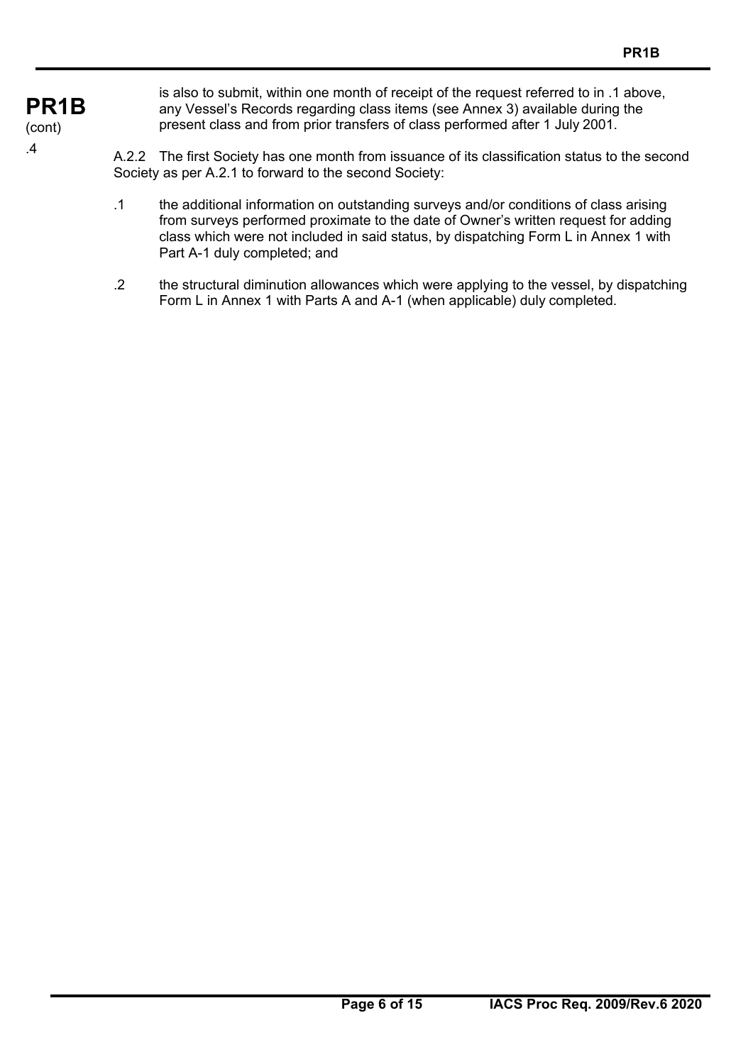is also to submit, within one month of receipt of the request referred to in .1 above, any Vessel's Records regarding class items (see Annex 3) available during the present class and from prior transfers of class performed after 1 July 2001.

A.2.2 The first Society has one month from issuance of its classification status to the second Society as per A.2.1 to forward to the second Society:

.1 the additional information on outstanding surveys and/or conditions of class arising from surveys performed proximate to the date of Owner's written request for adding class which were not included in said status, by dispatching Form L in Annex 1 with Part A-1 duly completed; and

.2 the structural diminution allowances which were applying to the vessel, by dispatching Form L in Annex 1 with Parts A and A-1 (when applicable) duly completed.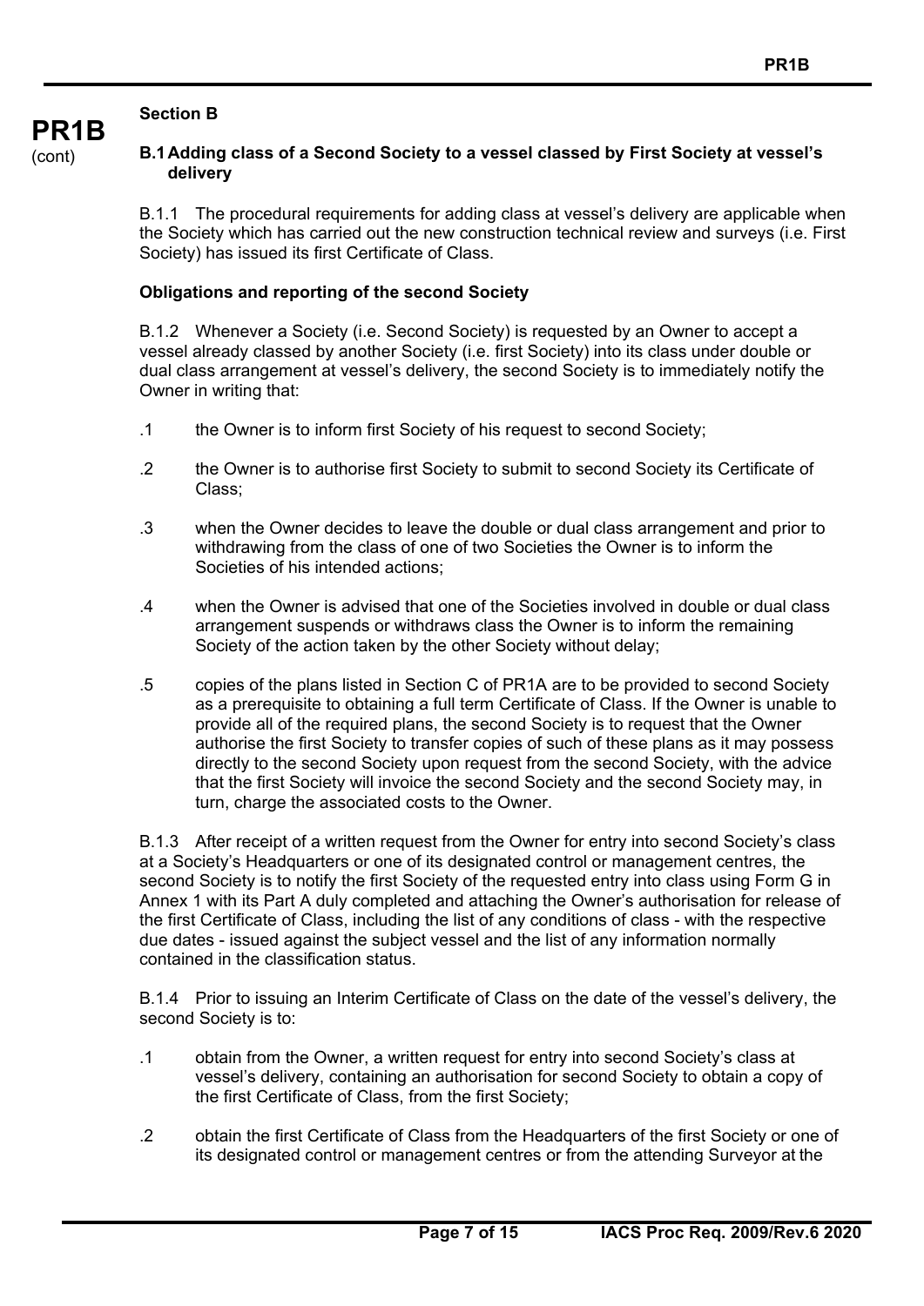## Section B

### B.1 Adding class of a Second Society to a vessel classed by First Society at vessel's delivery

B.1.1 The procedural requirements for adding class at vessel's delivery are applicable when the Society which has carried out the new construction technical review and surveys (i.e. First Society) has issued its first Certificate of Class.

**Obligations and reporting of the second Society**

B.1.2 Whenever a Society (i.e. Second Society) is requested by an Owner to accept a vessel already classed by another Society (i.e. first Society) into its class under double or dual class arrangement at vessel's delivery, the second Society is to immediately notify the Owner in writing that:

.1 the Owner is to inform first Society of his request to second Society;

.2 the Owner is to authorise first Society to submit to second Society its Certificate of Class;

.3 when the Owner decides to leave the double or dual class arrangement and prior to withdrawing from the class of one of two Societies the Owner is to inform the Societies of his intended actions;

.4 when the Owner is advised that one of the Societies involved in double or dual class arrangement suspends or withdraws class the Owner is to inform the remaining Society of the action taken by the other Society without delay;

.5 copies of the plans listed in Section C of PR1A are to be provided to second Society as a prerequisite to obtaining a full term Certificate of Class. If the Owner is unable to provide all of the required plans, the second Society is to request that the Owner authorise the first Society to transfer copies of such of these plans as it may possess directly to the second Society upon request from the second Society, with the advice that the first Society will invoice the second Society and the second Society may, in turn, charge the associated costs to the Owner.

B.1.3 After receipt of a written request from the Owner for entry into second Society's class at a Society's Headquarters or one of its designated control or management centres, the second Society is to notify the first Society of the requested entry into class using Form G in Annex 1 with its Part A duly completed and attaching the Owner's authorisation for release of the first Certificate of Class, including the list of any conditions of class - with the respective due dates - issued against the subject vessel and the list of any information normally contained in the classification status.

B.1.4 Prior to issuing an Interim Certificate of Class on the date of the vessel's delivery, the second Society is to:

.1 obtain from the Owner, a written request for entry into second Society's class at vessel's delivery, containing an authorisation for second Society to obtain a copy of the first Certificate of Class, from the first Society;

.2 obtain the first Certificate of Class from the Headquarters of the first Society or one of its designated control or management centres or from the attending Surveyor at the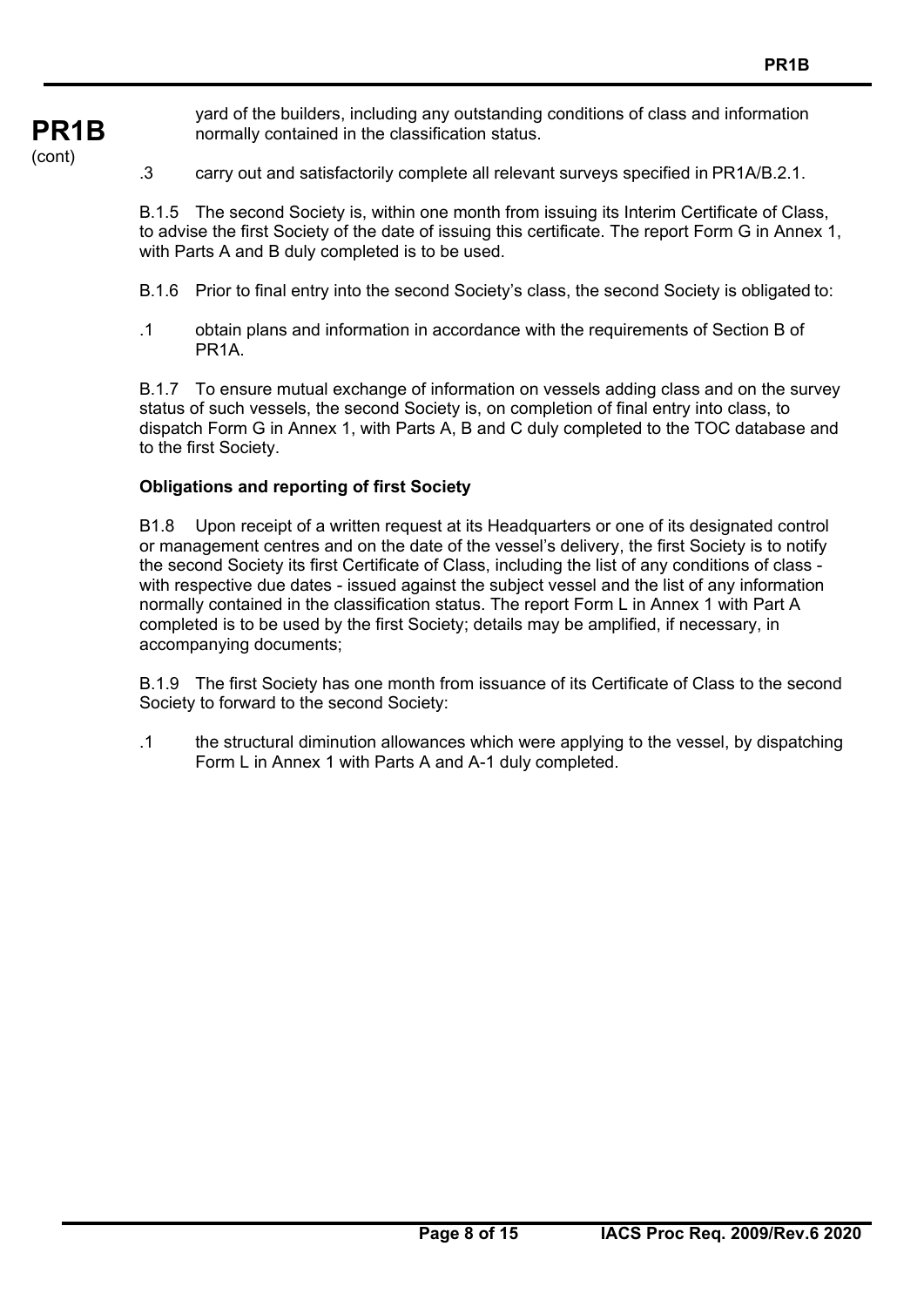yard of the builders, including any outstanding conditions of class and information normally contained in the classification status.

.3 carry out and satisfactorily complete all relevant surveys specified in PR1A/B.2.1.

B.1.5 The second Society is, within one month from issuing its Interim Certificate of Class, to advise the first Society of the date of issuing this certificate. The report Form G in Annex 1, with Parts A and B duly completed is to be used.

B.1.6 Prior to final entry into the second Society's class, the second Society is obligated to:

.1 obtain plans and information in accordance with the requirements of Section B of PR1A.

B.1.7 To ensure mutual exchange of information on vessels adding class and on the survey status of such vessels, the second Society is, on completion of final entry into class, to dispatch Form G in Annex 1, with Parts A, B and C duly completed to the TOC database and to the first Society.

**Obligations and reporting of first Society**

B1.8 Upon receipt of a written request at its Headquarters or one of its designated control or management centres and on the date of the vessel's delivery, the first Society is to notify the second Society its first Certificate of Class, including the list of any conditions of class - with respective due dates - issued against the subject vessel and the list of any information normally contained in the classification status. The report Form L in Annex 1 with Part A completed is to be used by the first Society; details may be amplified, if necessary, in accompanying documents;

B.1.9 The first Society has one month from issuance of its Certificate of Class to the second Society to forward to the second Society:

.1 the structural diminution allowances which were applying to the vessel, by dispatching Form L in Annex 1 with Parts A and A-1 duly completed.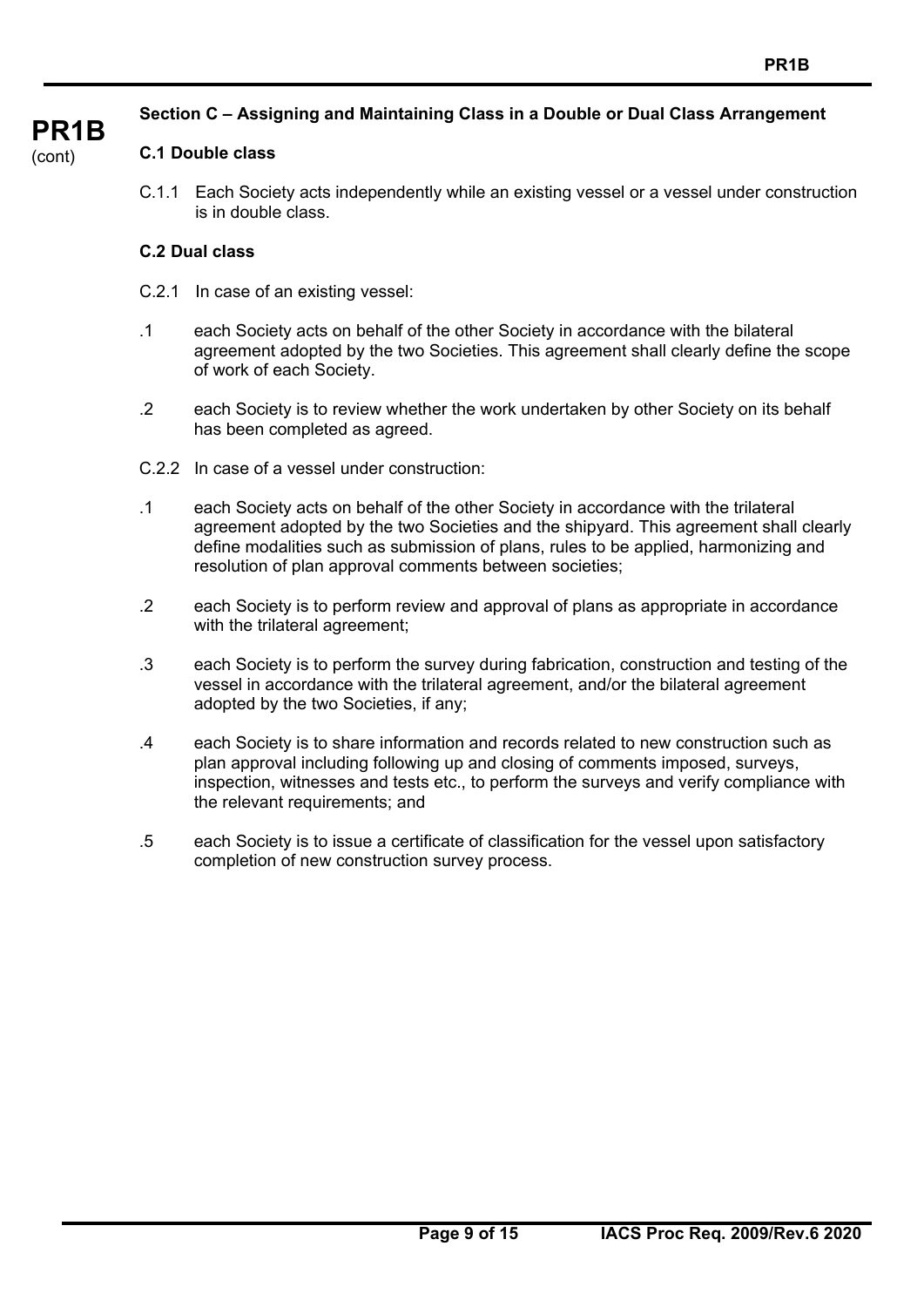### Section C – Assigning and Maintaining Class in a Double or Dual Class Arrangement

#### C.1 Double class

C.1.1 Each Society acts independently while an existing vessel or a vessel under construction is in double class.

#### C.2 Dual class

C.2.1 In case of an existing vessel:

.1 each Society acts on behalf of the other Society in accordance with the bilateral agreement adopted by the two Societies. This agreement shall clearly define the scope of work of each Society.

.2 each Society is to review whether the work undertaken by other Society on its behalf has been completed as agreed.

C.2.2 In case of a vessel under construction:

.1 each Society acts on behalf of the other Society in accordance with the trilateral agreement adopted by the two Societies and the shipyard. This agreement shall clearly define modalities such as submission of plans, rules to be applied, harmonizing and resolution of plan approval comments between societies;

.2 each Society is to perform review and approval of plans as appropriate in accordance with the trilateral agreement;

.3 each Society is to perform the survey during fabrication, construction and testing of the vessel in accordance with the trilateral agreement, and/or the bilateral agreement adopted by the two Societies, if any;

.4 each Society is to share information and records related to new construction such as plan approval including following up and closing of comments imposed, surveys, inspection, witnesses and tests etc., to perform the surveys and verify compliance with the relevant requirements; and

.5 each Society is to issue a certificate of classification for the vessel upon satisfactory completion of new construction survey process.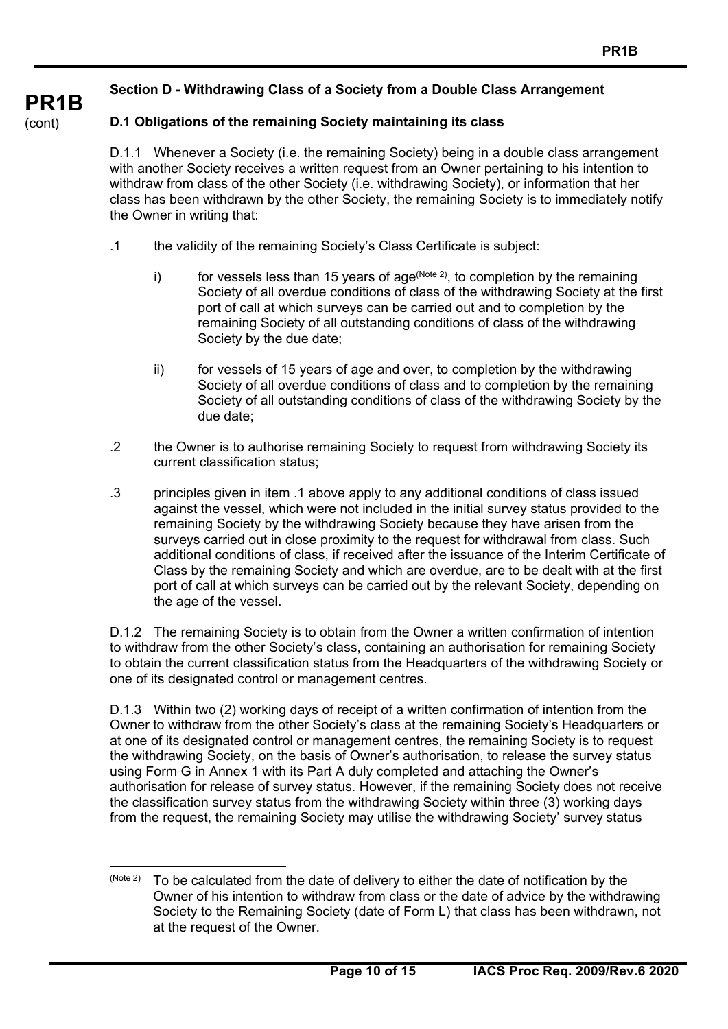## Section D - Withdrawing Class of a Society from a Double Class Arrangement

### D.1 Obligations of the remaining Society maintaining its class

D.1.1 Whenever a Society (i.e. the remaining Society) being in a double class arrangement with another Society receives a written request from an Owner pertaining to his intention to withdraw from class of the other Society (i.e. withdrawing Society), or information that her class has been withdrawn by the other Society, the remaining Society is to immediately notify the Owner in writing that:

.1 the validity of the remaining Society's Class Certificate is subject:

i) for vessels less than 15 years of age(Note 2), to completion by the remaining Society of all overdue conditions of class of the withdrawing Society at the first port of call at which surveys can be carried out and to completion by the remaining Society of all outstanding conditions of class of the withdrawing Society by the due date;

ii) for vessels of 15 years of age and over, to completion by the withdrawing Society of all overdue conditions of class and to completion by the remaining Society of all outstanding conditions of class of the withdrawing Society by the due date;

.2 the Owner is to authorise remaining Society to request from withdrawing Society its current classification status;

.3 principles given in item .1 above apply to any additional conditions of class issued against the vessel, which were not included in the initial survey status provided to the remaining Society by the withdrawing Society because they have arisen from the surveys carried out in close proximity to the request for withdrawal from class. Such additional conditions of class, if received after the issuance of the Interim Certificate of Class by the remaining Society and which are overdue, are to be dealt with at the first port of call at which surveys can be carried out by the relevant Society, depending on the age of the vessel.

D.1.2 The remaining Society is to obtain from the Owner a written confirmation of intention to withdraw from the other Society's class, containing an authorisation for remaining Society to obtain the current classification status from the Headquarters of the withdrawing Society or one of its designated control or management centres.

D.1.3 Within two (2) working days of receipt of a written confirmation of intention from the Owner to withdraw from the other Society's class at the remaining Society's Headquarters or at one of its designated control or management centres, the remaining Society is to request the withdrawing Society, on the basis of Owner's authorisation, to release the survey status using Form G in Annex 1 with its Part A duly completed and attaching the Owner's authorisation for release of survey status. However, if the remaining Society does not receive the classification survey status from the withdrawing Society within three (3) working days from the request, the remaining Society may utilise the withdrawing Society' survey status

---

(Note 2) To be calculated from the date of delivery to either the date of notification by the Owner of his intention to withdraw from class or the date of advice by the withdrawing Society to the Remaining Society (date of Form L) that class has been withdrawn, not at the request of the Owner.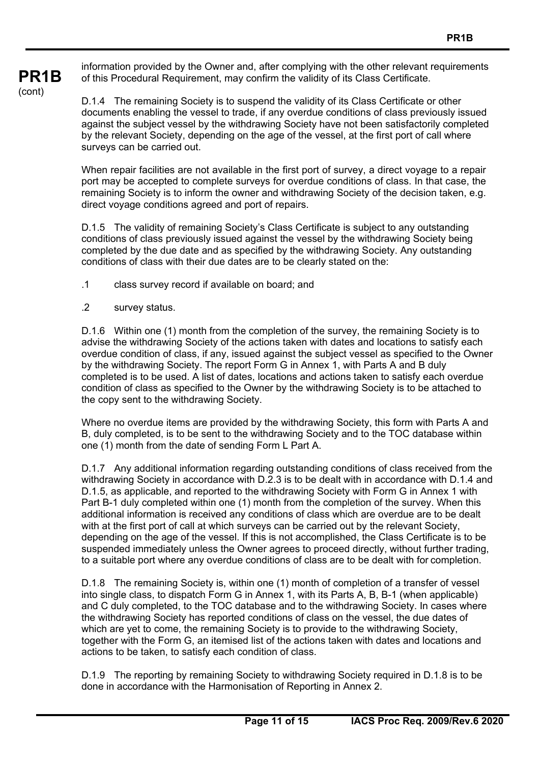information provided by the Owner and, after complying with the other relevant requirements of this Procedural Requirement, may confirm the validity of its Class Certificate.

D.1.4 The remaining Society is to suspend the validity of its Class Certificate or other documents enabling the vessel to trade, if any overdue conditions of class previously issued against the subject vessel by the withdrawing Society have not been satisfactorily completed by the relevant Society, depending on the age of the vessel, at the first port of call where surveys can be carried out.

When repair facilities are not available in the first port of survey, a direct voyage to a repair port may be accepted to complete surveys for overdue conditions of class. In that case, the remaining Society is to inform the owner and withdrawing Society of the decision taken, e.g. direct voyage conditions agreed and port of repairs.

D.1.5 The validity of remaining Society's Class Certificate is subject to any outstanding conditions of class previously issued against the vessel by the withdrawing Society being completed by the due date and as specified by the withdrawing Society. Any outstanding conditions of class with their due dates are to be clearly stated on the:

.1 class survey record if available on board; and

.2 survey status.

D.1.6 Within one (1) month from the completion of the survey, the remaining Society is to advise the withdrawing Society of the actions taken with dates and locations to satisfy each overdue condition of class, if any, issued against the subject vessel as specified to the Owner by the withdrawing Society. The report Form G in Annex 1, with Parts A and B duly completed is to be used. A list of dates, locations and actions taken to satisfy each overdue condition of class as specified to the Owner by the withdrawing Society is to be attached to the copy sent to the withdrawing Society.

Where no overdue items are provided by the withdrawing Society, this form with Parts A and B, duly completed, is to be sent to the withdrawing Society and to the TOC database within one (1) month from the date of sending Form L Part A.

D.1.7 Any additional information regarding outstanding conditions of class received from the withdrawing Society in accordance with D.2.3 is to be dealt with in accordance with D.1.4 and D.1.5, as applicable, and reported to the withdrawing Society with Form G in Annex 1 with Part B-1 duly completed within one (1) month from the completion of the survey. When this additional information is received any conditions of class which are overdue are to be dealt with at the first port of call at which surveys can be carried out by the relevant Society, depending on the age of the vessel. If this is not accomplished, the Class Certificate is to be suspended immediately unless the Owner agrees to proceed directly, without further trading, to a suitable port where any overdue conditions of class are to be dealt with for completion.

D.1.8 The remaining Society is, within one (1) month of completion of a transfer of vessel into single class, to dispatch Form G in Annex 1, with its Parts A, B, B-1 (when applicable) and C duly completed, to the TOC database and to the withdrawing Society. In cases where the withdrawing Society has reported conditions of class on the vessel, the due dates of which are yet to come, the remaining Society is to provide to the withdrawing Society, together with the Form G, an itemised list of the actions taken with dates and locations and actions to be taken, to satisfy each condition of class.

D.1.9 The reporting by remaining Society to withdrawing Society required in D.1.8 is to be done in accordance with the Harmonisation of Reporting in Annex 2.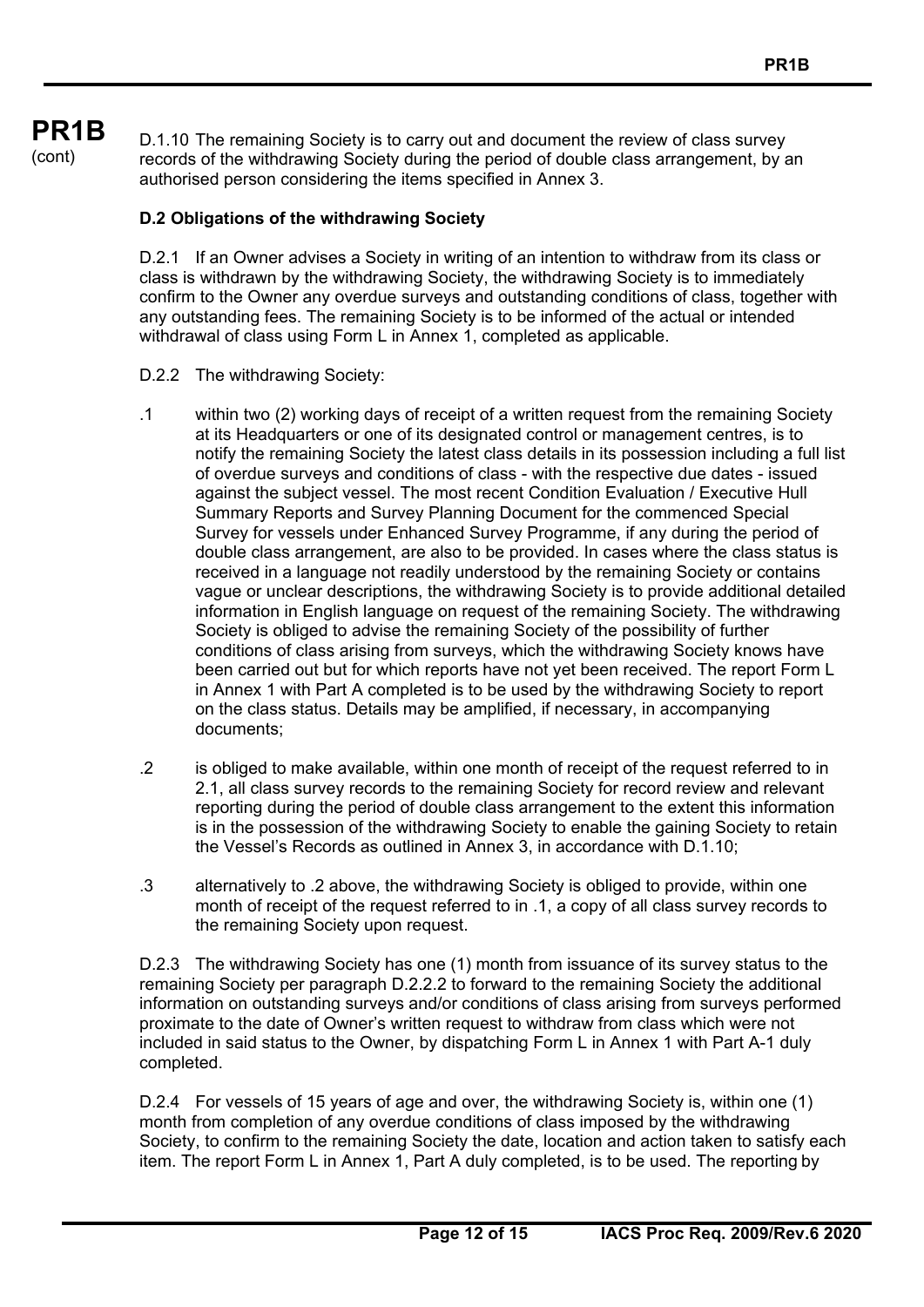D.1.10 The remaining Society is to carry out and document the review of class survey records of the withdrawing Society during the period of double class arrangement, by an authorised person considering the items specified in Annex 3.

**D.2 Obligations of the withdrawing Society**

D.2.1 If an Owner advises a Society in writing of an intention to withdraw from its class or class is withdrawn by the withdrawing Society, the withdrawing Society is to immediately confirm to the Owner any overdue surveys and outstanding conditions of class, together with any outstanding fees. The remaining Society is to be informed of the actual or intended withdrawal of class using Form L in Annex 1, completed as applicable.

D.2.2 The withdrawing Society:

.1 within two (2) working days of receipt of a written request from the remaining Society at its Headquarters or one of its designated control or management centres, is to notify the remaining Society the latest class details in its possession including a full list of overdue surveys and conditions of class - with the respective due dates - issued against the subject vessel. The most recent Condition Evaluation / Executive Hull Summary Reports and Survey Planning Document for the commenced Special Survey for vessels under Enhanced Survey Programme, if any during the period of double class arrangement, are also to be provided. In cases where the class status is received in a language not readily understood by the remaining Society or contains vague or unclear descriptions, the withdrawing Society is to provide additional detailed information in English language on request of the remaining Society. The withdrawing Society is obliged to advise the remaining Society of the possibility of further conditions of class arising from surveys, which the withdrawing Society knows have been carried out but for which reports have not yet been received. The report Form L in Annex 1 with Part A completed is to be used by the withdrawing Society to report on the class status. Details may be amplified, if necessary, in accompanying documents;

.2 is obliged to make available, within one month of receipt of the request referred to in 2.1, all class survey records to the remaining Society for record review and relevant reporting during the period of double class arrangement to the extent this information is in the possession of the withdrawing Society to enable the gaining Society to retain the Vessel's Records as outlined in Annex 3, in accordance with D.1.10;

.3 alternatively to .2 above, the withdrawing Society is obliged to provide, within one month of receipt of the request referred to in .1, a copy of all class survey records to the remaining Society upon request.

D.2.3 The withdrawing Society has one (1) month from issuance of its survey status to the remaining Society per paragraph D.2.2.2 to forward to the remaining Society the additional information on outstanding surveys and/or conditions of class arising from surveys performed proximate to the date of Owner's written request to withdraw from class which were not included in said status to the Owner, by dispatching Form L in Annex 1 with Part A-1 duly completed.

D.2.4 For vessels of 15 years of age and over, the withdrawing Society is, within one (1) month from completion of any overdue conditions of class imposed by the withdrawing Society, to confirm to the remaining Society the date, location and action taken to satisfy each item. The report Form L in Annex 1, Part A duly completed, is to be used. The reporting by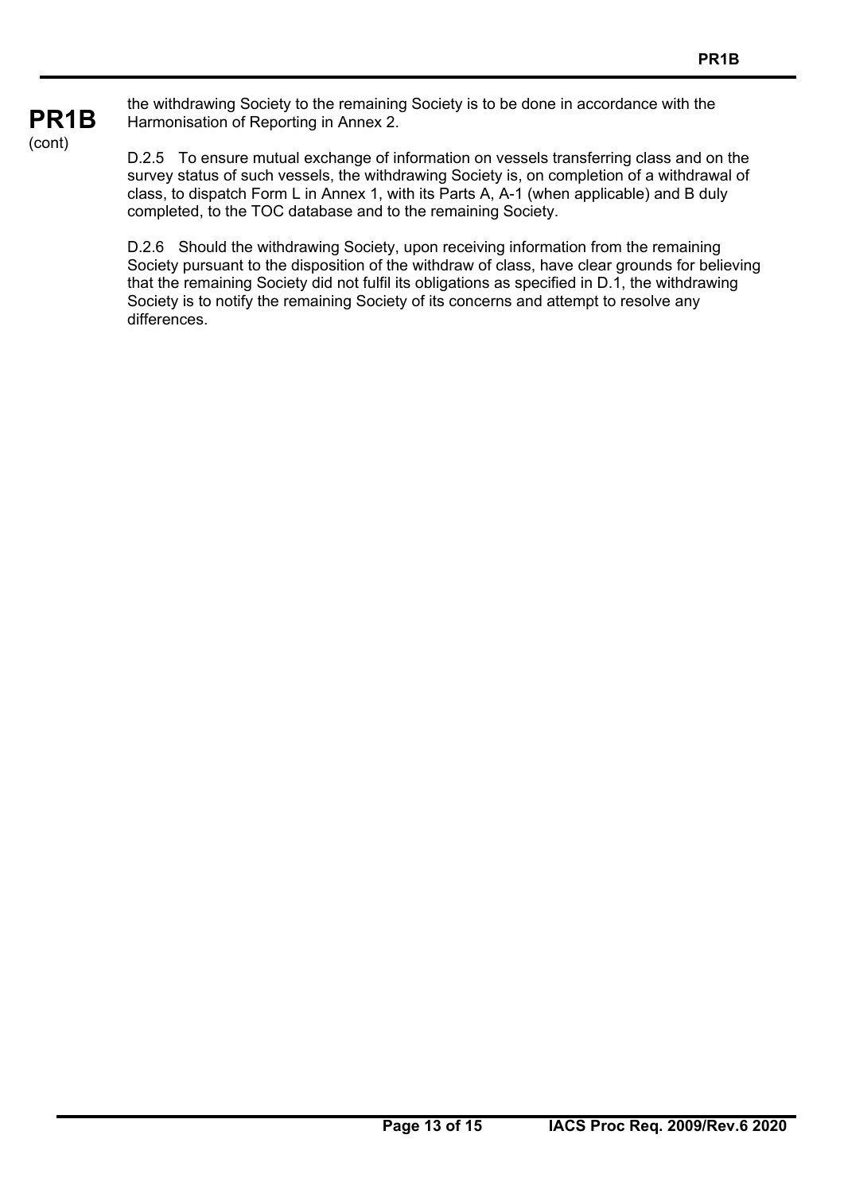the withdrawing Society to the remaining Society is to be done in accordance with the Harmonisation of Reporting in Annex 2.

D.2.5 To ensure mutual exchange of information on vessels transferring class and on the survey status of such vessels, the withdrawing Society is, on completion of a withdrawal of class, to dispatch Form L in Annex 1, with its Parts A, A-1 (when applicable) and B duly completed, to the TOC database and to the remaining Society.

D.2.6 Should the withdrawing Society, upon receiving information from the remaining Society pursuant to the disposition of the withdraw of class, have clear grounds for believing that the remaining Society did not fulfil its obligations as specified in D.1, the withdrawing Society is to notify the remaining Society of its concerns and attempt to resolve any differences.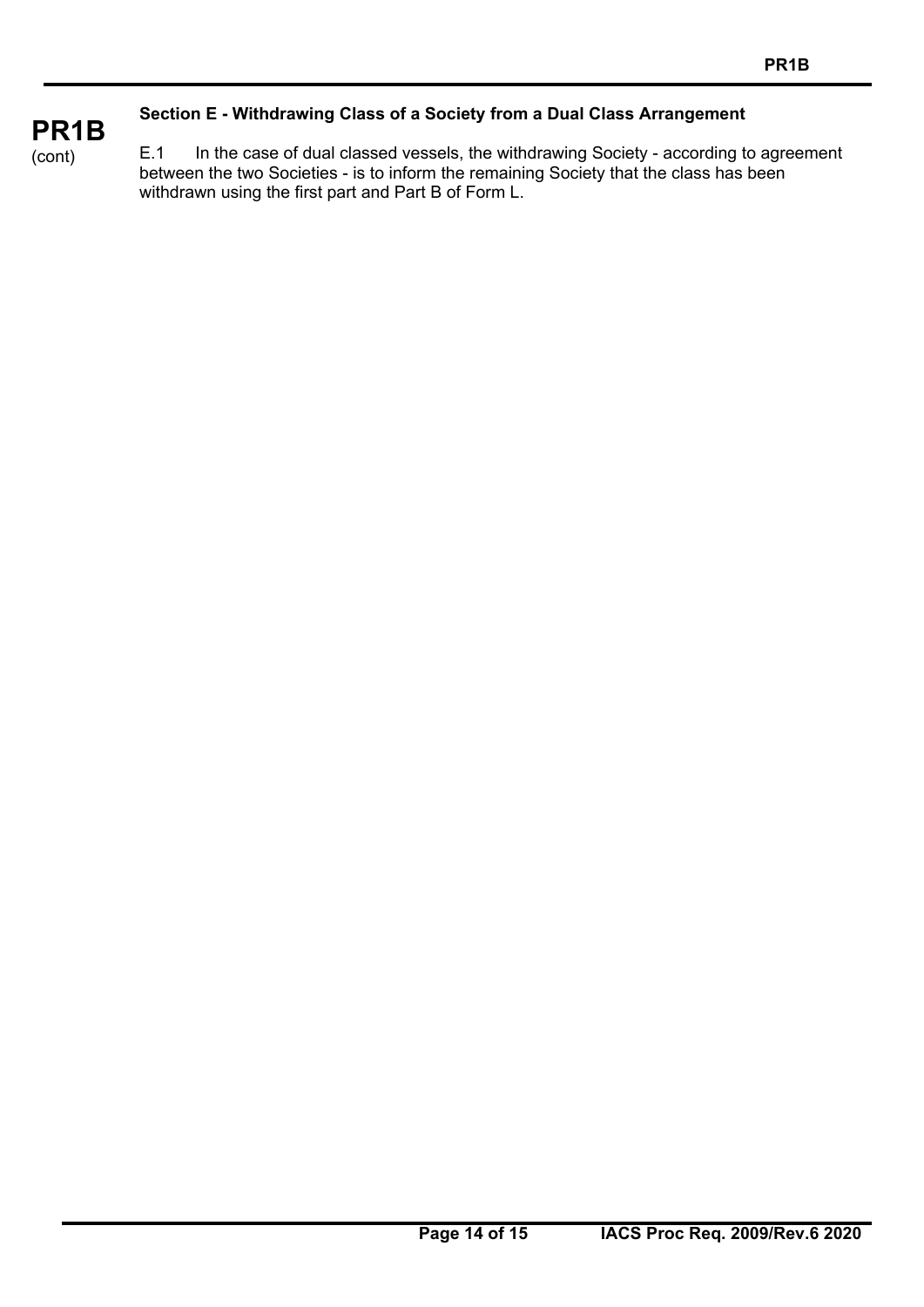### Section E - Withdrawing Class of a Society from a Dual Class Arrangement

E.1 In the case of dual classed vessels, the withdrawing Society - according to agreement between the two Societies - is to inform the remaining Society that the class has been withdrawn using the first part and Part B of Form L.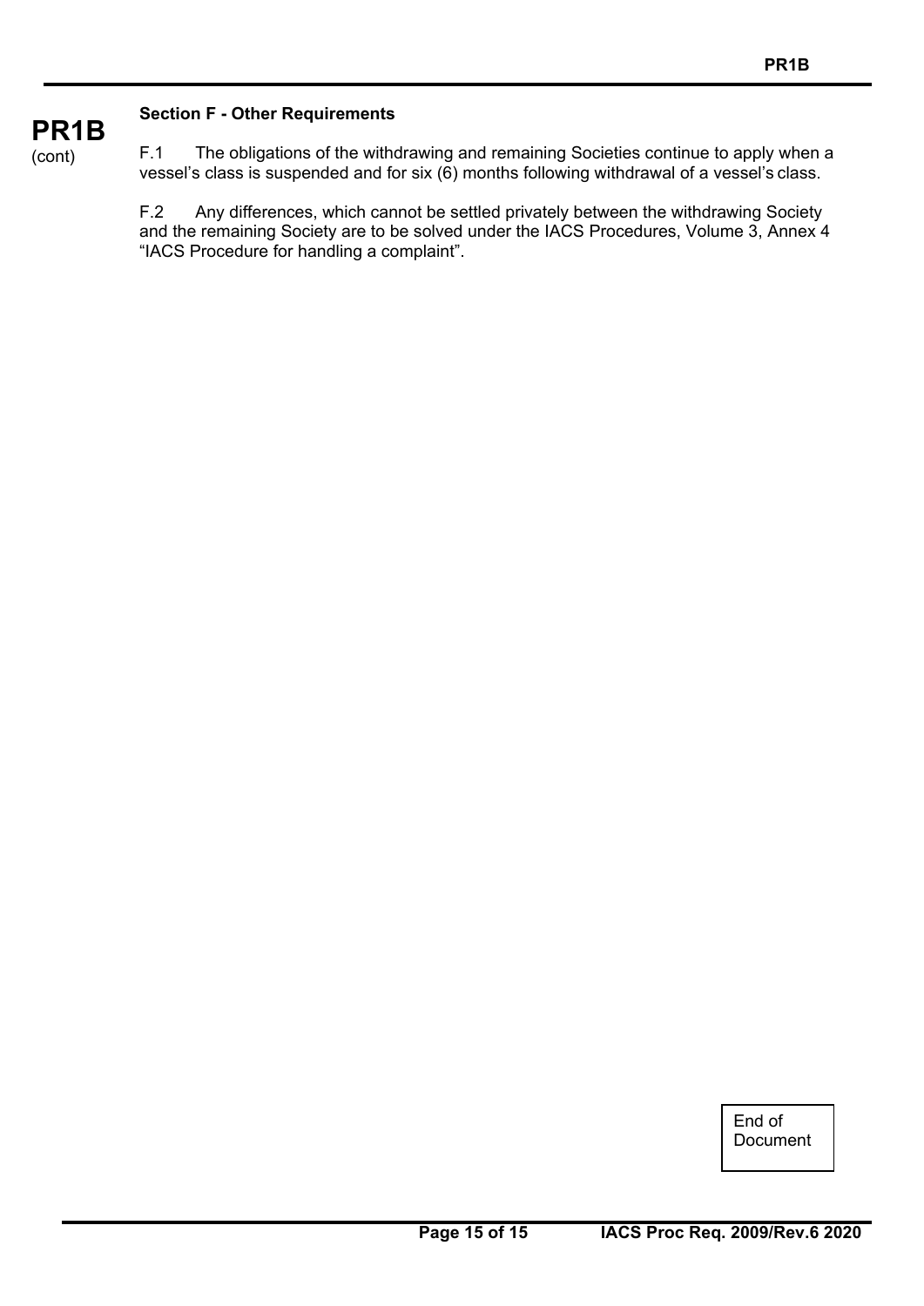### Section F - Other Requirements

F.1 The obligations of the withdrawing and remaining Societies continue to apply when a vessel's class is suspended and for six (6) months following withdrawal of a vessel's class.

F.2 Any differences, which cannot be settled privately between the withdrawing Society and the remaining Society are to be solved under the IACS Procedures, Volume 3, Annex 4 "IACS Procedure for handling a complaint".

End of Document